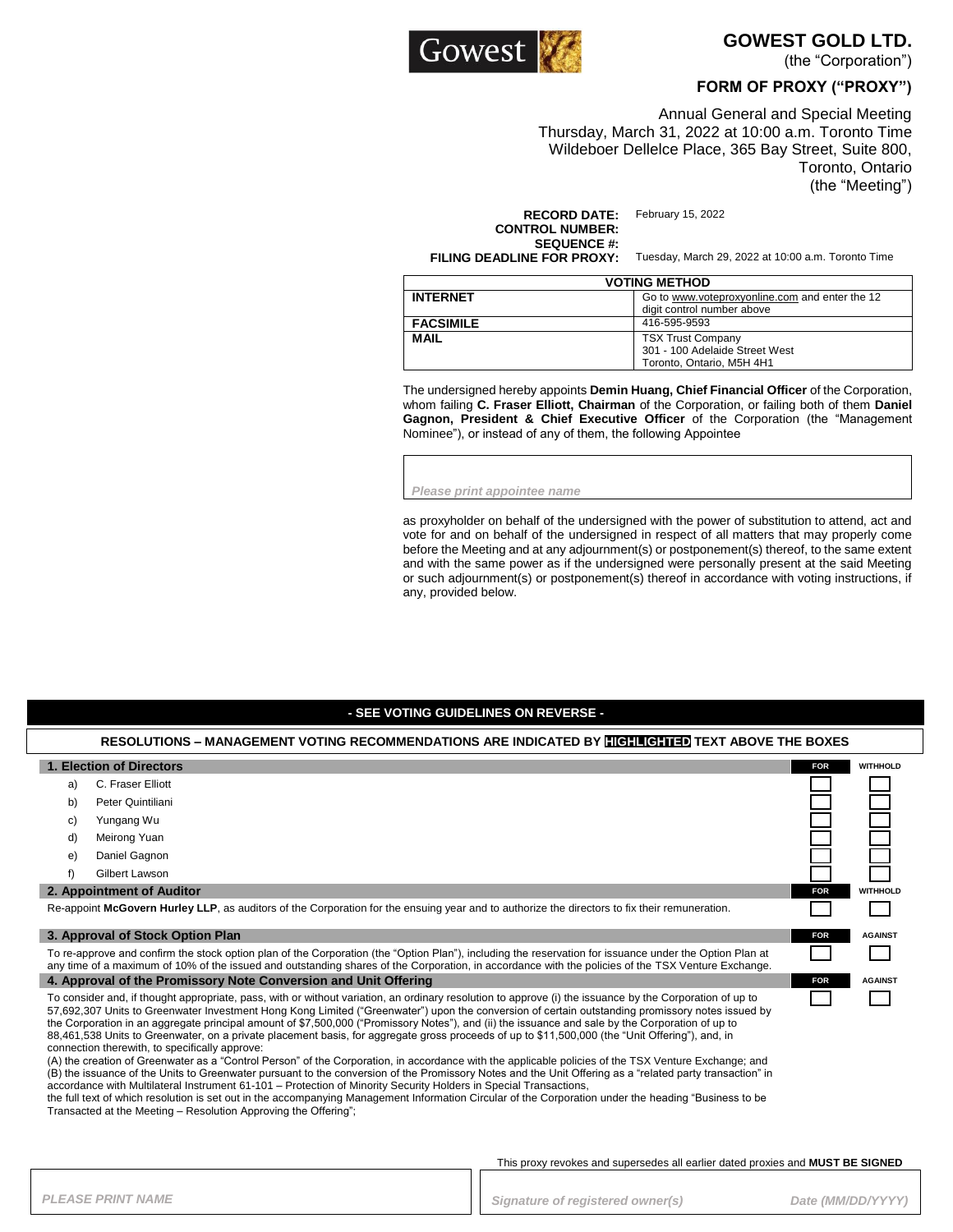# GOWEST GOLD LTD.

(the "Corporation")

## FORM OF PROXY ("PROXY")

Annual General and Special Meeting
Thursday, March 31, 2022 at 10:00 a.m. Toronto Time
Wildeboer Dellelce Place, 365 Bay Street, Suite 800,
Toronto, Ontario
(the "Meeting")

**RECORD DATE:** February 15, 2022
**CONTROL NUMBER:**
**SEQUENCE #:**
**FILING DEADLINE FOR PROXY:** Tuesday, March 29, 2022 at 10:00 a.m. Toronto Time

| VOTING METHOD | |
|---|---|
| **INTERNET** | Go to www.voteproxyonline.com and enter the 12 digit control number above |
| **FACSIMILE** | 416-595-9593 |
| **MAIL** | TSX Trust Company<br>301 - 100 Adelaide Street West<br>Toronto, Ontario, M5H 4H1 |

The undersigned hereby appoints **Demin Huang, Chief Financial Officer** of the Corporation, whom failing **C. Fraser Elliott, Chairman** of the Corporation, or failing both of them **Daniel Gagnon, President & Chief Executive Officer** of the Corporation (the "Management Nominee"), or instead of any of them, the following Appointee

*Please print appointee name*

as proxyholder on behalf of the undersigned with the power of substitution to attend, act and vote for and on behalf of the undersigned in respect of all matters that may properly come before the Meeting and at any adjournment(s) or postponement(s) thereof, to the same extent and with the same power as if the undersigned were personally present at the said Meeting or such adjournment(s) or postponement(s) thereof in accordance with voting instructions, if any, provided below.

**- SEE VOTING GUIDELINES ON REVERSE -**

**RESOLUTIONS – MANAGEMENT VOTING RECOMMENDATIONS ARE INDICATED BY HIGHLIGHTED TEXT ABOVE THE BOXES**

| **1. Election of Directors** | **FOR** | **WITHHOLD** |
|---|---|---|
| a) C. Fraser Elliott | ☐ | ☐ |
| b) Peter Quintiliani | ☐ | ☐ |
| c) Yungang Wu | ☐ | ☐ |
| d) Meirong Yuan | ☐ | ☐ |
| e) Daniel Gagnon | ☐ | ☐ |
| f) Gilbert Lawson | ☐ | ☐ |

| **2. Appointment of Auditor** | **FOR** | **WITHHOLD** |
|---|---|---|
| Re-appoint **McGovern Hurley LLP**, as auditors of the Corporation for the ensuing year and to authorize the directors to fix their remuneration. | ☐ | ☐ |

| **3. Approval of Stock Option Plan** | **FOR** | **AGAINST** |
|---|---|---|
| To re-approve and confirm the stock option plan of the Corporation (the "Option Plan"), including the reservation for issuance under the Option Plan at any time of a maximum of 10% of the issued and outstanding shares of the Corporation, in accordance with the policies of the TSX Venture Exchange. | ☐ | ☐ |

| **4. Approval of the Promissory Note Conversion and Unit Offering** | **FOR** | **AGAINST** |
|---|---|---|
| To consider and, if thought appropriate, pass, with or without variation, an ordinary resolution to approve (i) the issuance by the Corporation of up to 57,692,307 Units to Greenwater Investment Hong Kong Limited ("Greenwater") upon the conversion of certain outstanding promissory notes issued by the Corporation in an aggregate principal amount of $7,500,000 ("Promissory Notes"), and (ii) the issuance and sale by the Corporation of up to 88,461,538 Units to Greenwater, on a private placement basis, for aggregate gross proceeds of up to $11,500,000 (the "Unit Offering"), and, in connection therewith, to specifically approve:<br>(A) the creation of Greenwater as a "Control Person" of the Corporation, in accordance with the applicable policies of the TSX Venture Exchange; and<br>(B) the issuance of the Units to Greenwater pursuant to the conversion of the Promissory Notes and the Unit Offering as a "related party transaction" in accordance with Multilateral Instrument 61-101 – Protection of Minority Security Holders in Special Transactions,<br>the full text of which resolution is set out in the accompanying Management Information Circular of the Corporation under the heading "Business to be Transacted at the Meeting – Resolution Approving the Offering"; | ☐ | ☐ |

This proxy revokes and supersedes all earlier dated proxies and **MUST BE SIGNED**

*PLEASE PRINT NAME*

*Signature of registered owner(s)* *Date (MM/DD/YYYY)*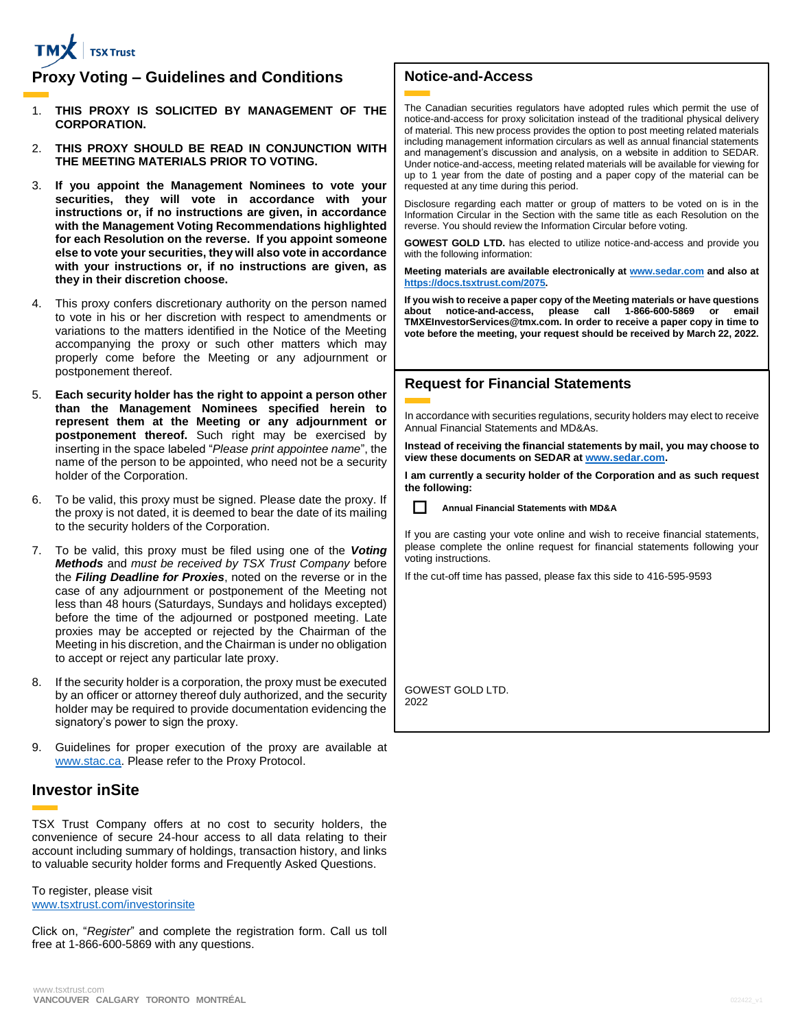## Proxy Voting – Guidelines and Conditions

1. **THIS PROXY IS SOLICITED BY MANAGEMENT OF THE CORPORATION.**
2. **THIS PROXY SHOULD BE READ IN CONJUNCTION WITH THE MEETING MATERIALS PRIOR TO VOTING.**
3. **If you appoint the Management Nominees to vote your securities, they will vote in accordance with your instructions or, if no instructions are given, in accordance with the Management Voting Recommendations highlighted for each Resolution on the reverse. If you appoint someone else to vote your securities, they will also vote in accordance with your instructions or, if no instructions are given, as they in their discretion choose.**
4. This proxy confers discretionary authority on the person named to vote in his or her discretion with respect to amendments or variations to the matters identified in the Notice of the Meeting accompanying the proxy or such other matters which may properly come before the Meeting or any adjournment or postponement thereof.
5. **Each security holder has the right to appoint a person other than the Management Nominees specified herein to represent them at the Meeting or any adjournment or postponement thereof.** Such right may be exercised by inserting in the space labeled "*Please print appointee name*", the name of the person to be appointed, who need not be a security holder of the Corporation.
6. To be valid, this proxy must be signed. Please date the proxy. If the proxy is not dated, it is deemed to bear the date of its mailing to the security holders of the Corporation.
7. To be valid, this proxy must be filed using one of the ***Voting Methods*** and *must be received by TSX Trust Company* before the ***Filing Deadline for Proxies***, noted on the reverse or in the case of any adjournment or postponement of the Meeting not less than 48 hours (Saturdays, Sundays and holidays excepted) before the time of the adjourned or postponed meeting. Late proxies may be accepted or rejected by the Chairman of the Meeting in his discretion, and the Chairman is under no obligation to accept or reject any particular late proxy.
8. If the security holder is a corporation, the proxy must be executed by an officer or attorney thereof duly authorized, and the security holder may be required to provide documentation evidencing the signatory's power to sign the proxy.
9. Guidelines for proper execution of the proxy are available at www.stac.ca. Please refer to the Proxy Protocol.

## Investor inSite

TSX Trust Company offers at no cost to security holders, the convenience of secure 24-hour access to all data relating to their account including summary of holdings, transaction history, and links to valuable security holder forms and Frequently Asked Questions.

To register, please visit
www.tsxtrust.com/investorinsite

Click on, "*Register*" and complete the registration form. Call us toll free at 1-866-600-5869 with any questions.

## Notice-and-Access

The Canadian securities regulators have adopted rules which permit the use of notice-and-access for proxy solicitation instead of the traditional physical delivery of material. This new process provides the option to post meeting related materials including management information circulars as well as annual financial statements and management's discussion and analysis, on a website in addition to SEDAR. Under notice-and-access, meeting related materials will be available for viewing for up to 1 year from the date of posting and a paper copy of the material can be requested at any time during this period.

Disclosure regarding each matter or group of matters to be voted on is in the Information Circular in the Section with the same title as each Resolution on the reverse. You should review the Information Circular before voting.

**GOWEST GOLD LTD.** has elected to utilize notice-and-access and provide you with the following information:

**Meeting materials are available electronically at www.sedar.com and also at https://docs.tsxtrust.com/2075.**

**If you wish to receive a paper copy of the Meeting materials or have questions about notice-and-access, please call 1-866-600-5869 or email TMXEInvestorServices@tmx.com. In order to receive a paper copy in time to vote before the meeting, your request should be received by March 22, 2022.**

## Request for Financial Statements

In accordance with securities regulations, security holders may elect to receive Annual Financial Statements and MD&As.

**Instead of receiving the financial statements by mail, you may choose to view these documents on SEDAR at www.sedar.com.**

**I am currently a security holder of the Corporation and as such request the following:**

☐ **Annual Financial Statements with MD&A**

If you are casting your vote online and wish to receive financial statements, please complete the online request for financial statements following your voting instructions.

If the cut-off time has passed, please fax this side to 416-595-9593

GOWEST GOLD LTD.
2022